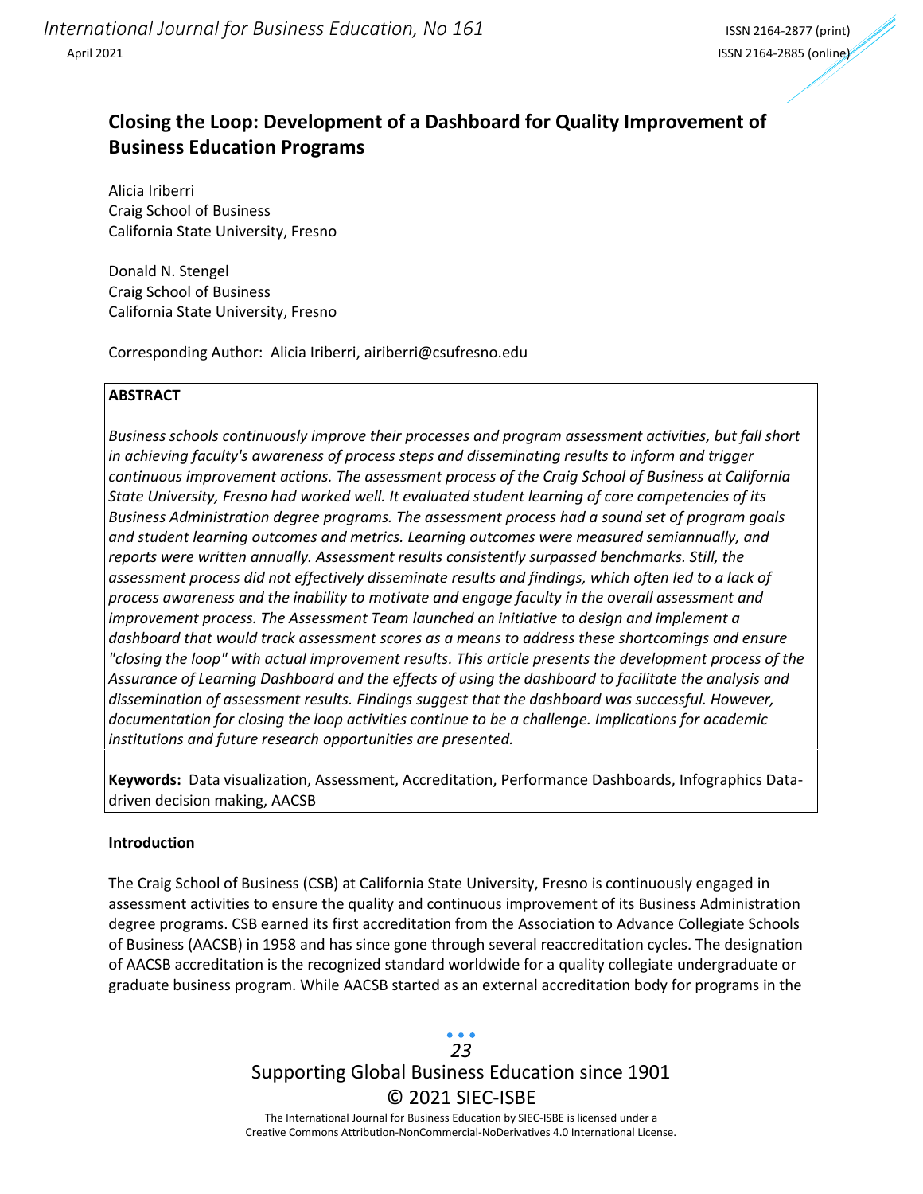# Closing the Loop: Development of a Dashboard for Quality Improvement of Business Education Programs

Alicia Iriberri
Craig School of Business
California State University, Fresno

Donald N. Stengel
Craig School of Business
California State University, Fresno

Corresponding Author: Alicia Iriberri, airiberri@csufresno.edu

## ABSTRACT

*Business schools continuously improve their processes and program assessment activities, but fall short in achieving faculty's awareness of process steps and disseminating results to inform and trigger continuous improvement actions. The assessment process of the Craig School of Business at California State University, Fresno had worked well. It evaluated student learning of core competencies of its Business Administration degree programs. The assessment process had a sound set of program goals and student learning outcomes and metrics. Learning outcomes were measured semiannually, and reports were written annually. Assessment results consistently surpassed benchmarks. Still, the assessment process did not effectively disseminate results and findings, which often led to a lack of process awareness and the inability to motivate and engage faculty in the overall assessment and improvement process. The Assessment Team launched an initiative to design and implement a dashboard that would track assessment scores as a means to address these shortcomings and ensure "closing the loop" with actual improvement results. This article presents the development process of the Assurance of Learning Dashboard and the effects of using the dashboard to facilitate the analysis and dissemination of assessment results. Findings suggest that the dashboard was successful. However, documentation for closing the loop activities continue to be a challenge. Implications for academic institutions and future research opportunities are presented.*

**Keywords:** Data visualization, Assessment, Accreditation, Performance Dashboards, Infographics Data-driven decision making, AACSB

## Introduction

The Craig School of Business (CSB) at California State University, Fresno is continuously engaged in assessment activities to ensure the quality and continuous improvement of its Business Administration degree programs. CSB earned its first accreditation from the Association to Advance Collegiate Schools of Business (AACSB) in 1958 and has since gone through several reaccreditation cycles. The designation of AACSB accreditation is the recognized standard worldwide for a quality collegiate undergraduate or graduate business program. While AACSB started as an external accreditation body for programs in the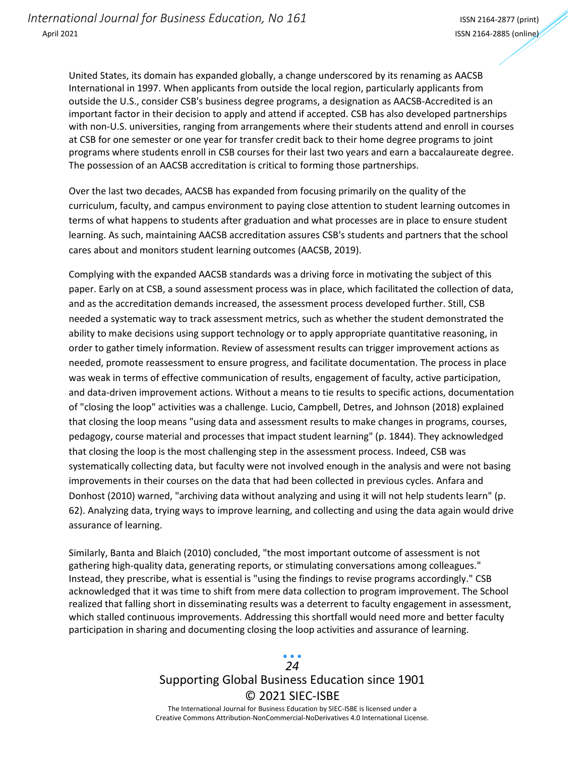United States, its domain has expanded globally, a change underscored by its renaming as AACSB International in 1997. When applicants from outside the local region, particularly applicants from outside the U.S., consider CSB's business degree programs, a designation as AACSB-Accredited is an important factor in their decision to apply and attend if accepted. CSB has also developed partnerships with non-U.S. universities, ranging from arrangements where their students attend and enroll in courses at CSB for one semester or one year for transfer credit back to their home degree programs to joint programs where students enroll in CSB courses for their last two years and earn a baccalaureate degree. The possession of an AACSB accreditation is critical to forming those partnerships.

Over the last two decades, AACSB has expanded from focusing primarily on the quality of the curriculum, faculty, and campus environment to paying close attention to student learning outcomes in terms of what happens to students after graduation and what processes are in place to ensure student learning. As such, maintaining AACSB accreditation assures CSB's students and partners that the school cares about and monitors student learning outcomes (AACSB, 2019).

Complying with the expanded AACSB standards was a driving force in motivating the subject of this paper. Early on at CSB, a sound assessment process was in place, which facilitated the collection of data, and as the accreditation demands increased, the assessment process developed further. Still, CSB needed a systematic way to track assessment metrics, such as whether the student demonstrated the ability to make decisions using support technology or to apply appropriate quantitative reasoning, in order to gather timely information. Review of assessment results can trigger improvement actions as needed, promote reassessment to ensure progress, and facilitate documentation. The process in place was weak in terms of effective communication of results, engagement of faculty, active participation, and data-driven improvement actions. Without a means to tie results to specific actions, documentation of "closing the loop" activities was a challenge. Lucio, Campbell, Detres, and Johnson (2018) explained that closing the loop means "using data and assessment results to make changes in programs, courses, pedagogy, course material and processes that impact student learning" (p. 1844). They acknowledged that closing the loop is the most challenging step in the assessment process. Indeed, CSB was systematically collecting data, but faculty were not involved enough in the analysis and were not basing improvements in their courses on the data that had been collected in previous cycles. Anfara and Donhost (2010) warned, "archiving data without analyzing and using it will not help students learn" (p. 62). Analyzing data, trying ways to improve learning, and collecting and using the data again would drive assurance of learning.

Similarly, Banta and Blaich (2010) concluded, "the most important outcome of assessment is not gathering high-quality data, generating reports, or stimulating conversations among colleagues." Instead, they prescribe, what is essential is "using the findings to revise programs accordingly." CSB acknowledged that it was time to shift from mere data collection to program improvement. The School realized that falling short in disseminating results was a deterrent to faculty engagement in assessment, which stalled continuous improvements. Addressing this shortfall would need more and better faculty participation in sharing and documenting closing the loop activities and assurance of learning.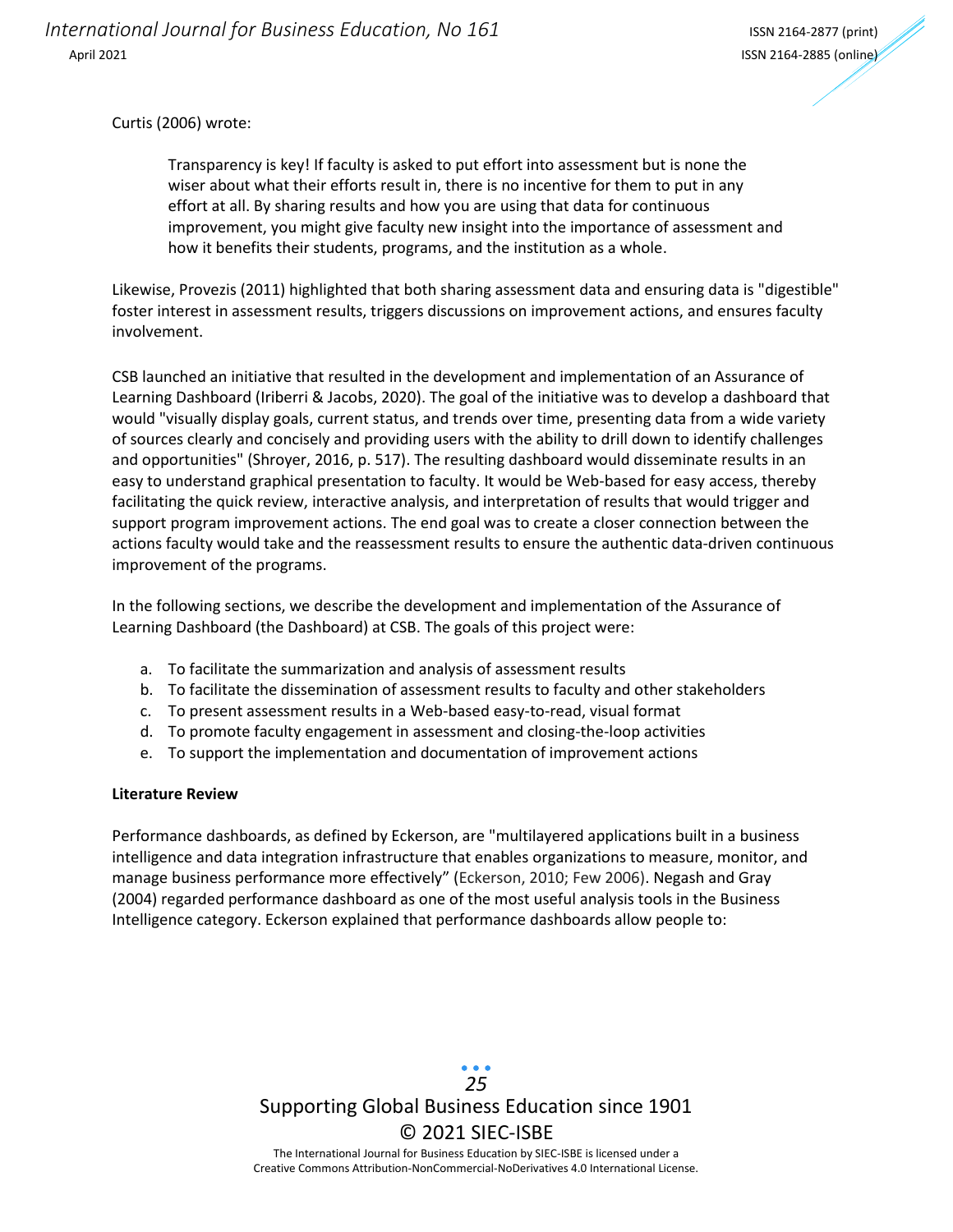Curtis (2006) wrote:

> Transparency is key! If faculty is asked to put effort into assessment but is none the wiser about what their efforts result in, there is no incentive for them to put in any effort at all. By sharing results and how you are using that data for continuous improvement, you might give faculty new insight into the importance of assessment and how it benefits their students, programs, and the institution as a whole.

Likewise, Provezis (2011) highlighted that both sharing assessment data and ensuring data is "digestible" foster interest in assessment results, triggers discussions on improvement actions, and ensures faculty involvement.

CSB launched an initiative that resulted in the development and implementation of an Assurance of Learning Dashboard (Iriberri & Jacobs, 2020). The goal of the initiative was to develop a dashboard that would "visually display goals, current status, and trends over time, presenting data from a wide variety of sources clearly and concisely and providing users with the ability to drill down to identify challenges and opportunities" (Shroyer, 2016, p. 517). The resulting dashboard would disseminate results in an easy to understand graphical presentation to faculty. It would be Web-based for easy access, thereby facilitating the quick review, interactive analysis, and interpretation of results that would trigger and support program improvement actions. The end goal was to create a closer connection between the actions faculty would take and the reassessment results to ensure the authentic data-driven continuous improvement of the programs.

In the following sections, we describe the development and implementation of the Assurance of Learning Dashboard (the Dashboard) at CSB. The goals of this project were:

a. To facilitate the summarization and analysis of assessment results
b. To facilitate the dissemination of assessment results to faculty and other stakeholders
c. To present assessment results in a Web-based easy-to-read, visual format
d. To promote faculty engagement in assessment and closing-the-loop activities
e. To support the implementation and documentation of improvement actions

**Literature Review**

Performance dashboards, as defined by Eckerson, are "multilayered applications built in a business intelligence and data integration infrastructure that enables organizations to measure, monitor, and manage business performance more effectively" (Eckerson, 2010; Few 2006). Negash and Gray (2004) regarded performance dashboard as one of the most useful analysis tools in the Business Intelligence category. Eckerson explained that performance dashboards allow people to: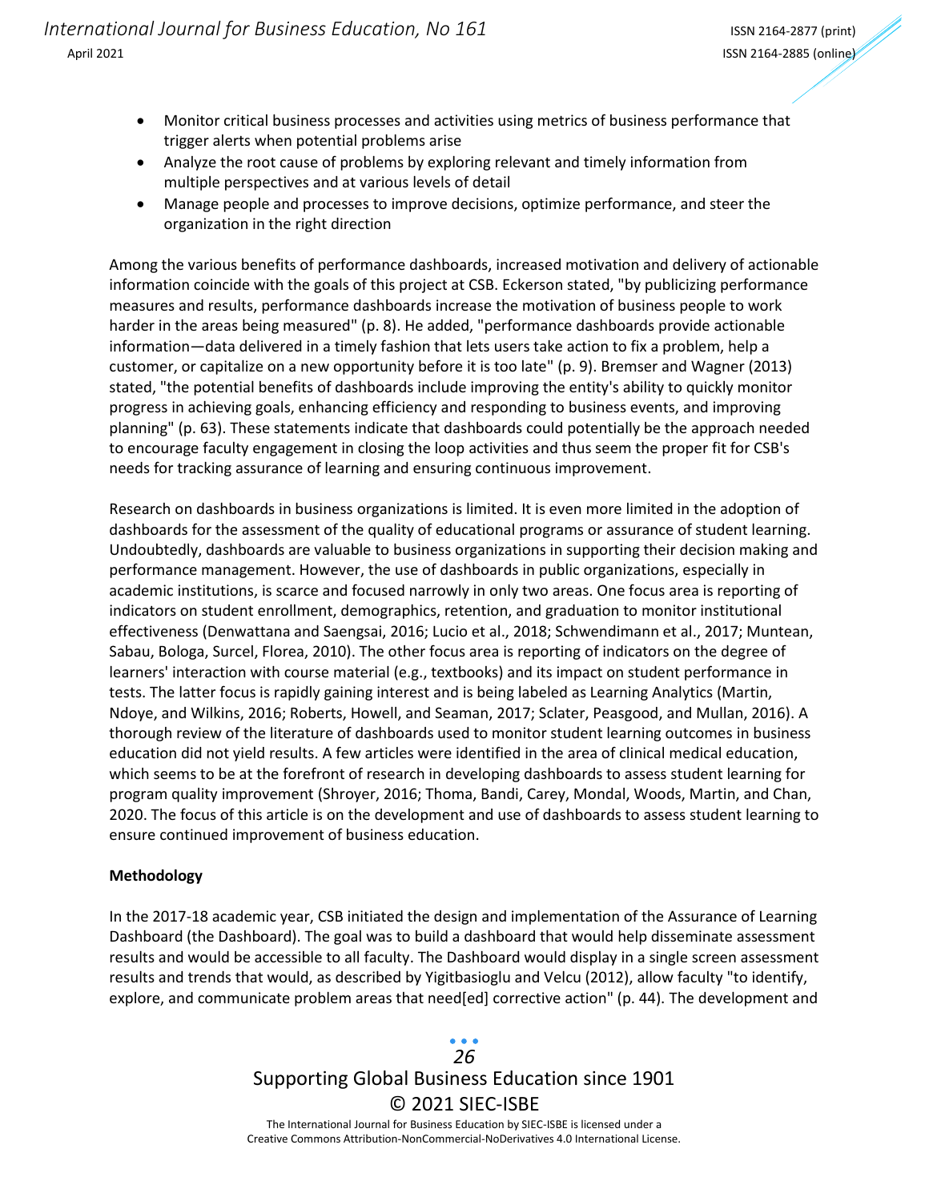- Monitor critical business processes and activities using metrics of business performance that trigger alerts when potential problems arise
- Analyze the root cause of problems by exploring relevant and timely information from multiple perspectives and at various levels of detail
- Manage people and processes to improve decisions, optimize performance, and steer the organization in the right direction

Among the various benefits of performance dashboards, increased motivation and delivery of actionable information coincide with the goals of this project at CSB. Eckerson stated, "by publicizing performance measures and results, performance dashboards increase the motivation of business people to work harder in the areas being measured" (p. 8). He added, "performance dashboards provide actionable information—data delivered in a timely fashion that lets users take action to fix a problem, help a customer, or capitalize on a new opportunity before it is too late" (p. 9). Bremser and Wagner (2013) stated, "the potential benefits of dashboards include improving the entity's ability to quickly monitor progress in achieving goals, enhancing efficiency and responding to business events, and improving planning" (p. 63). These statements indicate that dashboards could potentially be the approach needed to encourage faculty engagement in closing the loop activities and thus seem the proper fit for CSB's needs for tracking assurance of learning and ensuring continuous improvement.

Research on dashboards in business organizations is limited. It is even more limited in the adoption of dashboards for the assessment of the quality of educational programs or assurance of student learning. Undoubtedly, dashboards are valuable to business organizations in supporting their decision making and performance management. However, the use of dashboards in public organizations, especially in academic institutions, is scarce and focused narrowly in only two areas. One focus area is reporting of indicators on student enrollment, demographics, retention, and graduation to monitor institutional effectiveness (Denwattana and Saengsai, 2016; Lucio et al., 2018; Schwendimann et al., 2017; Muntean, Sabau, Bologa, Surcel, Florea, 2010). The other focus area is reporting of indicators on the degree of learners' interaction with course material (e.g., textbooks) and its impact on student performance in tests. The latter focus is rapidly gaining interest and is being labeled as Learning Analytics (Martin, Ndoye, and Wilkins, 2016; Roberts, Howell, and Seaman, 2017; Sclater, Peasgood, and Mullan, 2016). A thorough review of the literature of dashboards used to monitor student learning outcomes in business education did not yield results. A few articles were identified in the area of clinical medical education, which seems to be at the forefront of research in developing dashboards to assess student learning for program quality improvement (Shroyer, 2016; Thoma, Bandi, Carey, Mondal, Woods, Martin, and Chan, 2020. The focus of this article is on the development and use of dashboards to assess student learning to ensure continued improvement of business education.

**Methodology**

In the 2017-18 academic year, CSB initiated the design and implementation of the Assurance of Learning Dashboard (the Dashboard). The goal was to build a dashboard that would help disseminate assessment results and would be accessible to all faculty. The Dashboard would display in a single screen assessment results and trends that would, as described by Yigitbasioglu and Velcu (2012), allow faculty "to identify, explore, and communicate problem areas that need[ed] corrective action" (p. 44). The development and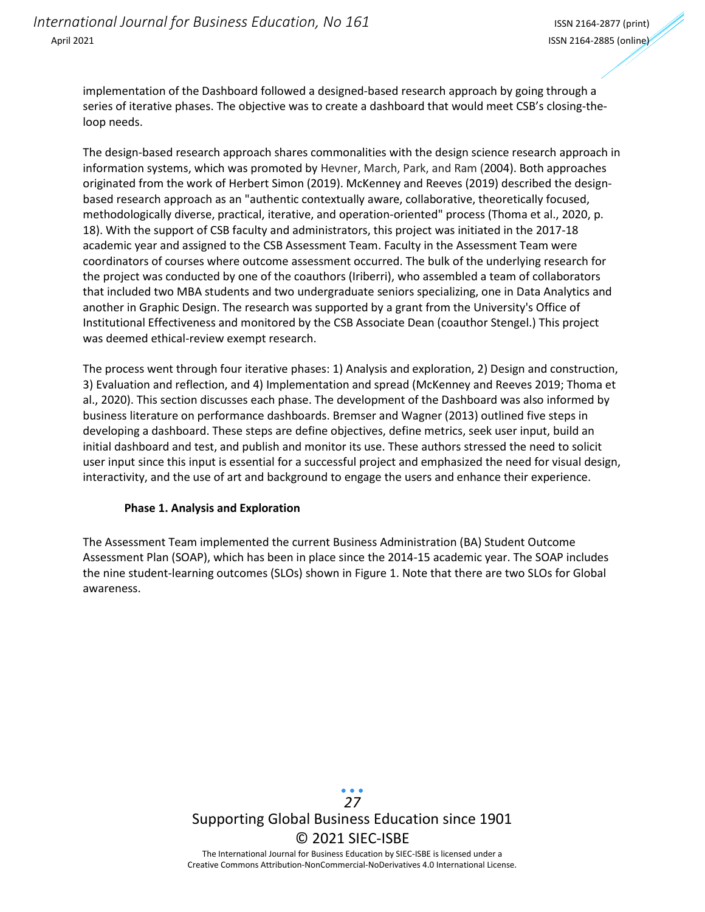implementation of the Dashboard followed a designed-based research approach by going through a series of iterative phases. The objective was to create a dashboard that would meet CSB's closing-the-loop needs.

The design-based research approach shares commonalities with the design science research approach in information systems, which was promoted by Hevner, March, Park, and Ram (2004). Both approaches originated from the work of Herbert Simon (2019). McKenney and Reeves (2019) described the design-based research approach as an "authentic contextually aware, collaborative, theoretically focused, methodologically diverse, practical, iterative, and operation-oriented" process (Thoma et al., 2020, p. 18). With the support of CSB faculty and administrators, this project was initiated in the 2017-18 academic year and assigned to the CSB Assessment Team. Faculty in the Assessment Team were coordinators of courses where outcome assessment occurred. The bulk of the underlying research for the project was conducted by one of the coauthors (Iriberri), who assembled a team of collaborators that included two MBA students and two undergraduate seniors specializing, one in Data Analytics and another in Graphic Design. The research was supported by a grant from the University's Office of Institutional Effectiveness and monitored by the CSB Associate Dean (coauthor Stengel.) This project was deemed ethical-review exempt research.

The process went through four iterative phases: 1) Analysis and exploration, 2) Design and construction, 3) Evaluation and reflection, and 4) Implementation and spread (McKenney and Reeves 2019; Thoma et al., 2020). This section discusses each phase. The development of the Dashboard was also informed by business literature on performance dashboards. Bremser and Wagner (2013) outlined five steps in developing a dashboard. These steps are define objectives, define metrics, seek user input, build an initial dashboard and test, and publish and monitor its use. These authors stressed the need to solicit user input since this input is essential for a successful project and emphasized the need for visual design, interactivity, and the use of art and background to engage the users and enhance their experience.

### Phase 1. Analysis and Exploration

The Assessment Team implemented the current Business Administration (BA) Student Outcome Assessment Plan (SOAP), which has been in place since the 2014-15 academic year. The SOAP includes the nine student-learning outcomes (SLOs) shown in Figure 1. Note that there are two SLOs for Global awareness.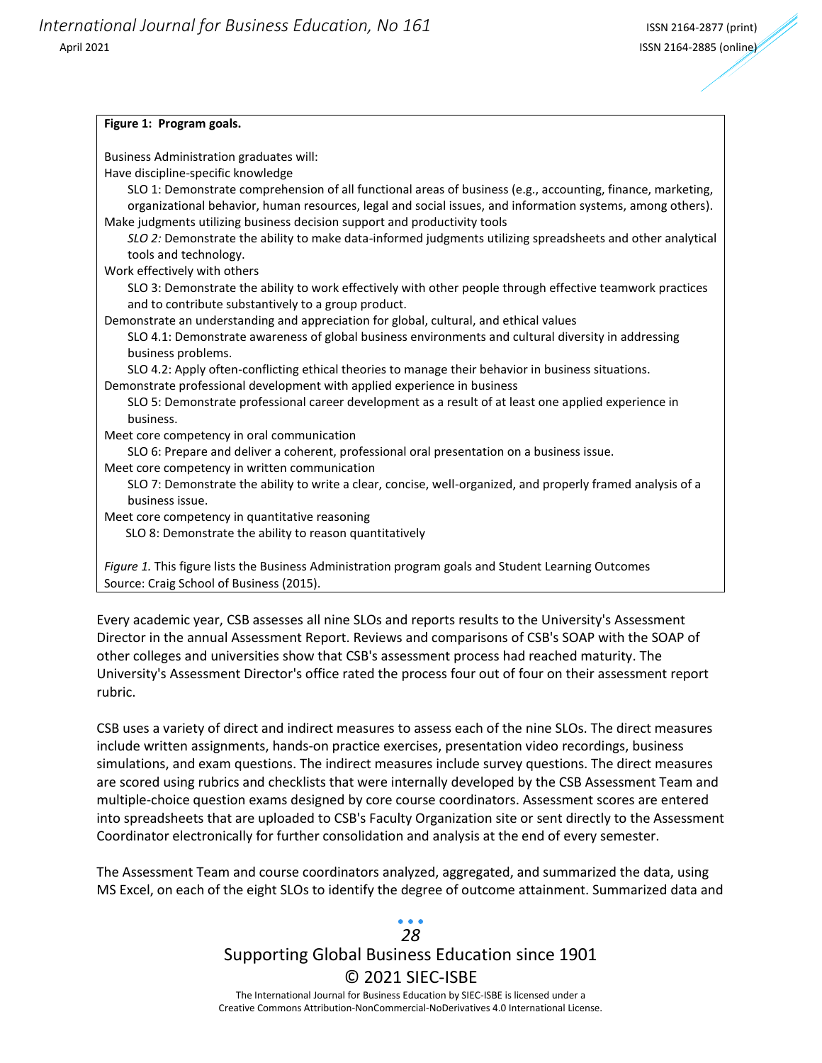**Figure 1: Program goals.**

Business Administration graduates will:

Have discipline-specific knowledge

- SLO 1: Demonstrate comprehension of all functional areas of business (e.g., accounting, finance, marketing, organizational behavior, human resources, legal and social issues, and information systems, among others).

Make judgments utilizing business decision support and productivity tools

- *SLO 2:* Demonstrate the ability to make data-informed judgments utilizing spreadsheets and other analytical tools and technology.

Work effectively with others

- SLO 3: Demonstrate the ability to work effectively with other people through effective teamwork practices and to contribute substantively to a group product.

Demonstrate an understanding and appreciation for global, cultural, and ethical values

- SLO 4.1: Demonstrate awareness of global business environments and cultural diversity in addressing business problems.
- SLO 4.2: Apply often-conflicting ethical theories to manage their behavior in business situations.

Demonstrate professional development with applied experience in business

- SLO 5: Demonstrate professional career development as a result of at least one applied experience in business.

Meet core competency in oral communication

- SLO 6: Prepare and deliver a coherent, professional oral presentation on a business issue.

Meet core competency in written communication

- SLO 7: Demonstrate the ability to write a clear, concise, well-organized, and properly framed analysis of a business issue.

Meet core competency in quantitative reasoning

- SLO 8: Demonstrate the ability to reason quantitatively

*Figure 1.* This figure lists the Business Administration program goals and Student Learning Outcomes
Source: Craig School of Business (2015).

Every academic year, CSB assesses all nine SLOs and reports results to the University's Assessment Director in the annual Assessment Report. Reviews and comparisons of CSB's SOAP with the SOAP of other colleges and universities show that CSB's assessment process had reached maturity. The University's Assessment Director's office rated the process four out of four on their assessment report rubric.

CSB uses a variety of direct and indirect measures to assess each of the nine SLOs. The direct measures include written assignments, hands-on practice exercises, presentation video recordings, business simulations, and exam questions. The indirect measures include survey questions. The direct measures are scored using rubrics and checklists that were internally developed by the CSB Assessment Team and multiple-choice question exams designed by core course coordinators. Assessment scores are entered into spreadsheets that are uploaded to CSB's Faculty Organization site or sent directly to the Assessment Coordinator electronically for further consolidation and analysis at the end of every semester.

The Assessment Team and course coordinators analyzed, aggregated, and summarized the data, using MS Excel, on each of the eight SLOs to identify the degree of outcome attainment. Summarized data and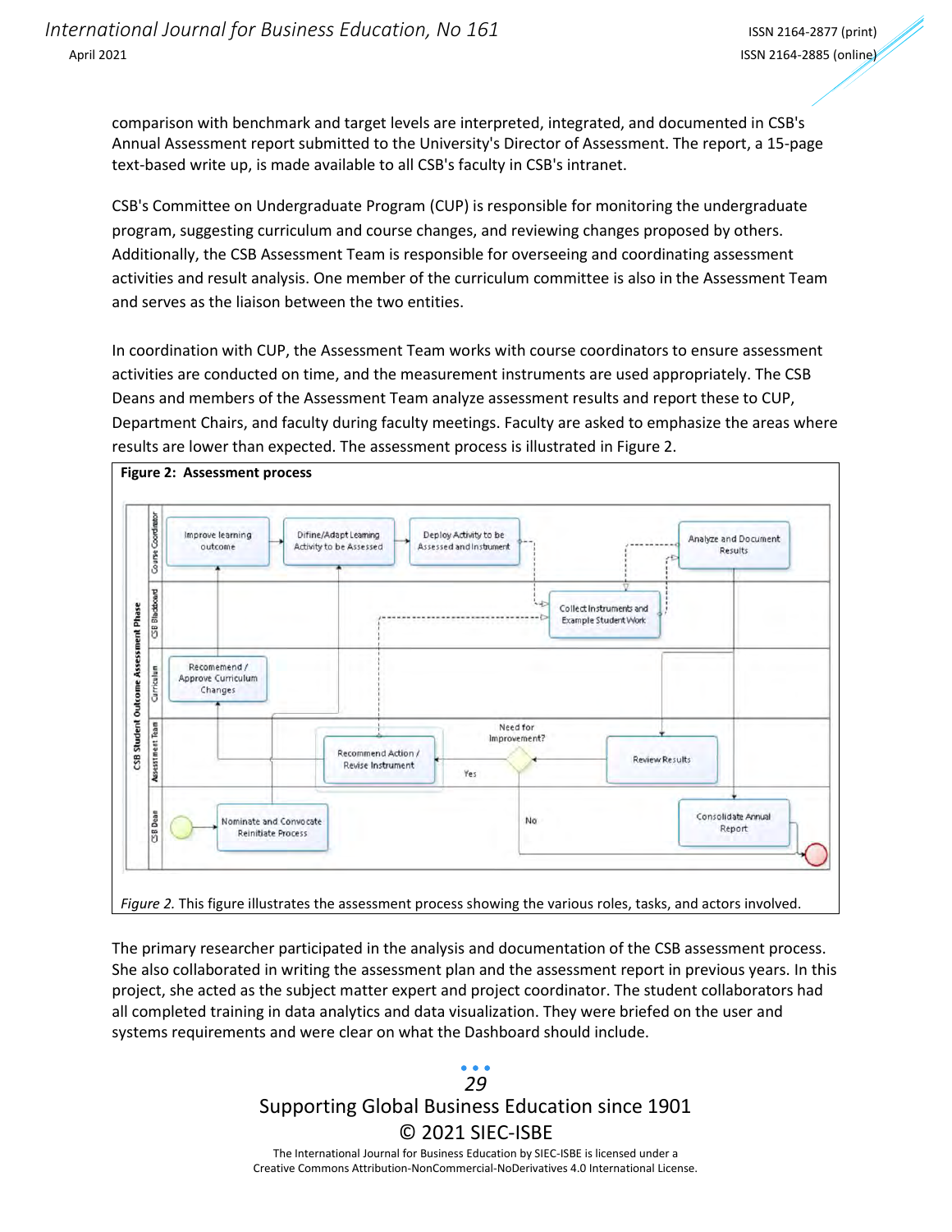comparison with benchmark and target levels are interpreted, integrated, and documented in CSB's Annual Assessment report submitted to the University's Director of Assessment. The report, a 15-page text-based write up, is made available to all CSB's faculty in CSB's intranet.

CSB's Committee on Undergraduate Program (CUP) is responsible for monitoring the undergraduate program, suggesting curriculum and course changes, and reviewing changes proposed by others. Additionally, the CSB Assessment Team is responsible for overseeing and coordinating assessment activities and result analysis. One member of the curriculum committee is also in the Assessment Team and serves as the liaison between the two entities.

In coordination with CUP, the Assessment Team works with course coordinators to ensure assessment activities are conducted on time, and the measurement instruments are used appropriately. The CSB Deans and members of the Assessment Team analyze assessment results and report these to CUP, Department Chairs, and faculty during faculty meetings. Faculty are asked to emphasize the areas where results are lower than expected. The assessment process is illustrated in Figure 2.

**Figure 2: Assessment process**

*Figure 2.* This figure illustrates the assessment process showing the various roles, tasks, and actors involved.

The primary researcher participated in the analysis and documentation of the CSB assessment process. She also collaborated in writing the assessment plan and the assessment report in previous years. In this project, she acted as the subject matter expert and project coordinator. The student collaborators had all completed training in data analytics and data visualization. They were briefed on the user and systems requirements and were clear on what the Dashboard should include.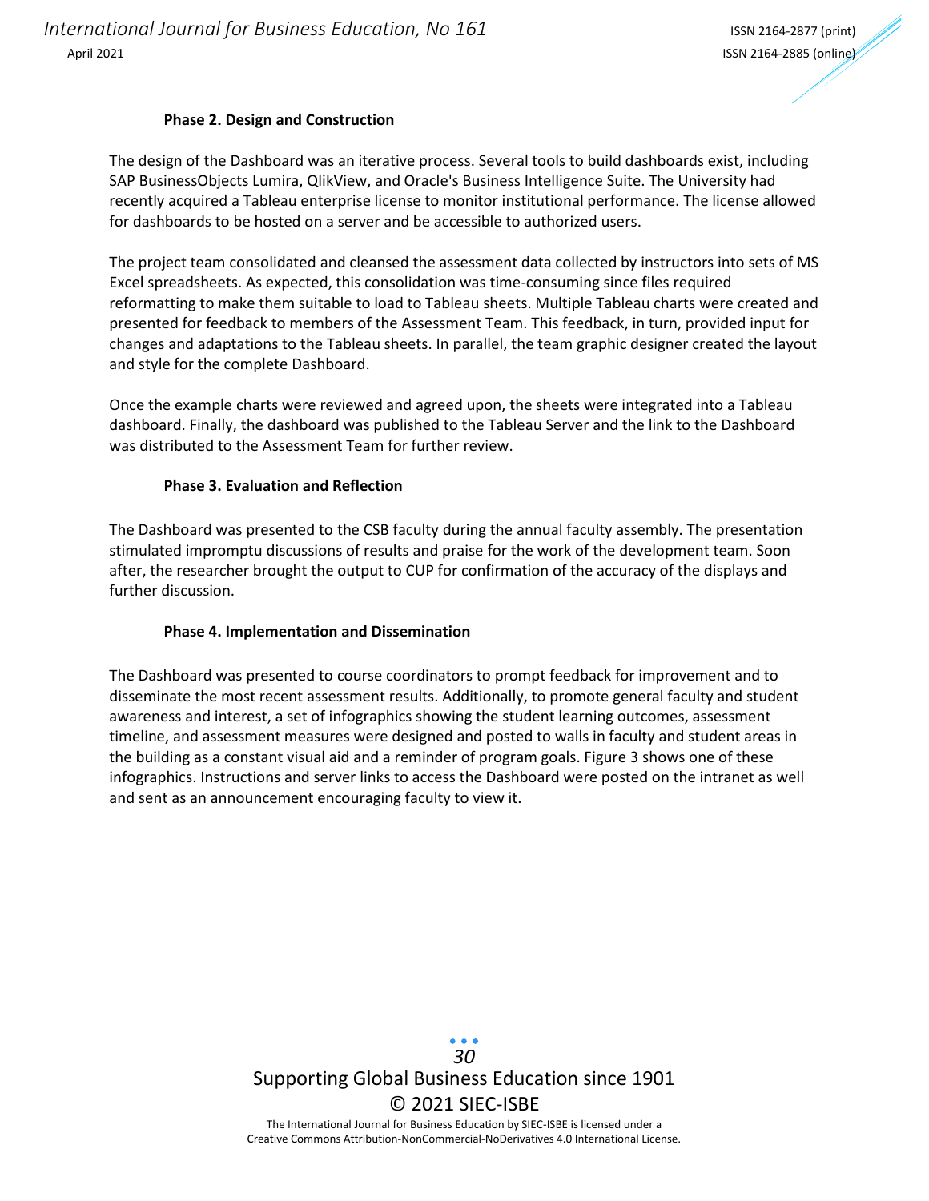### Phase 2. Design and Construction

The design of the Dashboard was an iterative process. Several tools to build dashboards exist, including SAP BusinessObjects Lumira, QlikView, and Oracle's Business Intelligence Suite. The University had recently acquired a Tableau enterprise license to monitor institutional performance. The license allowed for dashboards to be hosted on a server and be accessible to authorized users.

The project team consolidated and cleansed the assessment data collected by instructors into sets of MS Excel spreadsheets. As expected, this consolidation was time-consuming since files required reformatting to make them suitable to load to Tableau sheets. Multiple Tableau charts were created and presented for feedback to members of the Assessment Team. This feedback, in turn, provided input for changes and adaptations to the Tableau sheets. In parallel, the team graphic designer created the layout and style for the complete Dashboard.

Once the example charts were reviewed and agreed upon, the sheets were integrated into a Tableau dashboard. Finally, the dashboard was published to the Tableau Server and the link to the Dashboard was distributed to the Assessment Team for further review.

### Phase 3. Evaluation and Reflection

The Dashboard was presented to the CSB faculty during the annual faculty assembly. The presentation stimulated impromptu discussions of results and praise for the work of the development team. Soon after, the researcher brought the output to CUP for confirmation of the accuracy of the displays and further discussion.

### Phase 4. Implementation and Dissemination

The Dashboard was presented to course coordinators to prompt feedback for improvement and to disseminate the most recent assessment results. Additionally, to promote general faculty and student awareness and interest, a set of infographics showing the student learning outcomes, assessment timeline, and assessment measures were designed and posted to walls in faculty and student areas in the building as a constant visual aid and a reminder of program goals. Figure 3 shows one of these infographics. Instructions and server links to access the Dashboard were posted on the intranet as well and sent as an announcement encouraging faculty to view it.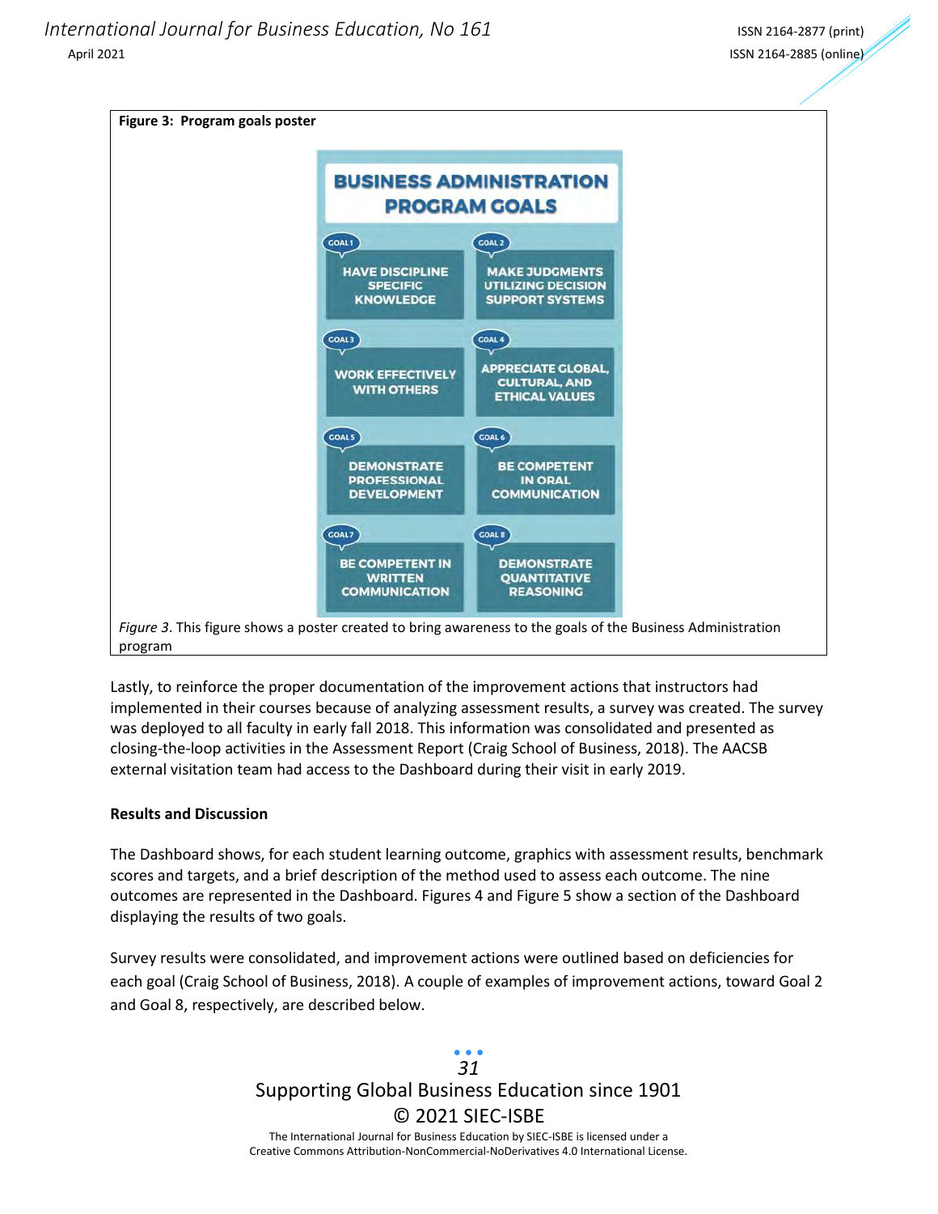**Figure 3: Program goals poster**

BUSINESS ADMINISTRATION PROGRAM GOALS

| | |
|---|---|
| GOAL 1: HAVE DISCIPLINE SPECIFIC KNOWLEDGE | GOAL 2: MAKE JUDGMENTS UTILIZING DECISION SUPPORT SYSTEMS |
| GOAL 3: WORK EFFECTIVELY WITH OTHERS | GOAL 4: APPRECIATE GLOBAL, CULTURAL, AND ETHICAL VALUES |
| GOAL 5: DEMONSTRATE PROFESSIONAL DEVELOPMENT | GOAL 6: BE COMPETENT IN ORAL COMMUNICATION |
| GOAL 7: BE COMPETENT IN WRITTEN COMMUNICATION | GOAL 8: DEMONSTRATE QUANTITATIVE REASONING |

*Figure 3*. This figure shows a poster created to bring awareness to the goals of the Business Administration program

Lastly, to reinforce the proper documentation of the improvement actions that instructors had implemented in their courses because of analyzing assessment results, a survey was created. The survey was deployed to all faculty in early fall 2018. This information was consolidated and presented as closing-the-loop activities in the Assessment Report (Craig School of Business, 2018). The AACSB external visitation team had access to the Dashboard during their visit in early 2019.

**Results and Discussion**

The Dashboard shows, for each student learning outcome, graphics with assessment results, benchmark scores and targets, and a brief description of the method used to assess each outcome. The nine outcomes are represented in the Dashboard. Figures 4 and Figure 5 show a section of the Dashboard displaying the results of two goals.

Survey results were consolidated, and improvement actions were outlined based on deficiencies for each goal (Craig School of Business, 2018). A couple of examples of improvement actions, toward Goal 2 and Goal 8, respectively, are described below.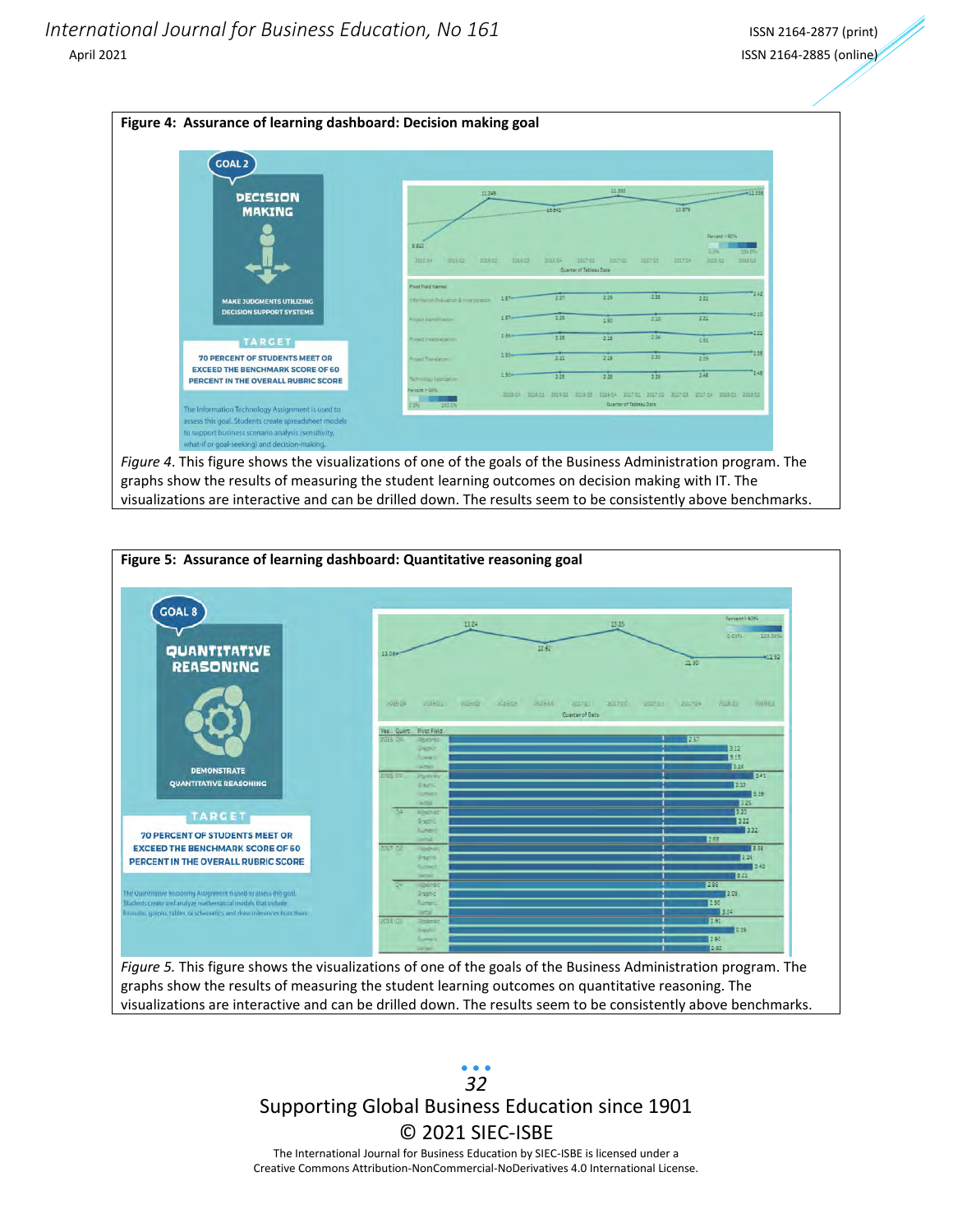**Figure 4: Assurance of learning dashboard: Decision making goal**

GOAL 2

DECISION MAKING

MAKE JUDGMENTS UTILIZING DECISION SUPPORT SYSTEMS

TARGET

70 PERCENT OF STUDENTS MEET OR EXCEED THE BENCHMARK SCORE OF 60 PERCENT IN THE OVERALL RUBRIC SCORE

The Information Technology Assignment is used to assess this goal. Students create spreadsheet models to support business scenario analysis (sensitivity, what-if or goal-seeking) and decision-making.

*Figure 4*. This figure shows the visualizations of one of the goals of the Business Administration program. The graphs show the results of measuring the student learning outcomes on decision making with IT. The visualizations are interactive and can be drilled down. The results seem to be consistently above benchmarks.

**Figure 5: Assurance of learning dashboard: Quantitative reasoning goal**

GOAL 8

QUANTITATIVE REASONING

DEMONSTRATE QUANTITATIVE REASONING

TARGET

70 PERCENT OF STUDENTS MEET OR EXCEED THE BENCHMARK SCORE OF 60 PERCENT IN THE OVERALL RUBRIC SCORE

The Quantitative Reasoning Assignment is used to assess this goal. Students create and analyze mathematical models that include formulas, graphs, tables, or schematics, and draw inferences from them.

*Figure 5.* This figure shows the visualizations of one of the goals of the Business Administration program. The graphs show the results of measuring the student learning outcomes on quantitative reasoning. The visualizations are interactive and can be drilled down. The results seem to be consistently above benchmarks.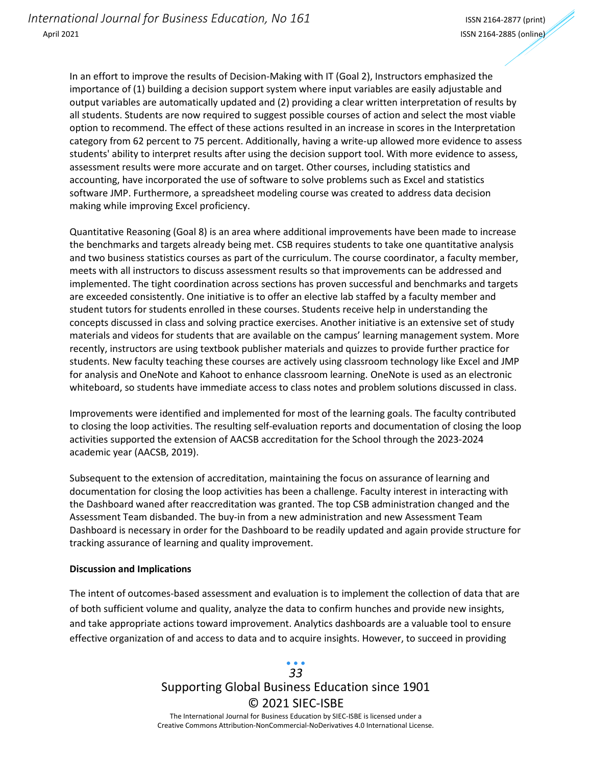In an effort to improve the results of Decision-Making with IT (Goal 2), Instructors emphasized the importance of (1) building a decision support system where input variables are easily adjustable and output variables are automatically updated and (2) providing a clear written interpretation of results by all students. Students are now required to suggest possible courses of action and select the most viable option to recommend. The effect of these actions resulted in an increase in scores in the Interpretation category from 62 percent to 75 percent. Additionally, having a write-up allowed more evidence to assess students' ability to interpret results after using the decision support tool. With more evidence to assess, assessment results were more accurate and on target. Other courses, including statistics and accounting, have incorporated the use of software to solve problems such as Excel and statistics software JMP. Furthermore, a spreadsheet modeling course was created to address data decision making while improving Excel proficiency.

Quantitative Reasoning (Goal 8) is an area where additional improvements have been made to increase the benchmarks and targets already being met. CSB requires students to take one quantitative analysis and two business statistics courses as part of the curriculum. The course coordinator, a faculty member, meets with all instructors to discuss assessment results so that improvements can be addressed and implemented. The tight coordination across sections has proven successful and benchmarks and targets are exceeded consistently. One initiative is to offer an elective lab staffed by a faculty member and student tutors for students enrolled in these courses. Students receive help in understanding the concepts discussed in class and solving practice exercises. Another initiative is an extensive set of study materials and videos for students that are available on the campus' learning management system. More recently, instructors are using textbook publisher materials and quizzes to provide further practice for students. New faculty teaching these courses are actively using classroom technology like Excel and JMP for analysis and OneNote and Kahoot to enhance classroom learning. OneNote is used as an electronic whiteboard, so students have immediate access to class notes and problem solutions discussed in class.

Improvements were identified and implemented for most of the learning goals. The faculty contributed to closing the loop activities. The resulting self-evaluation reports and documentation of closing the loop activities supported the extension of AACSB accreditation for the School through the 2023-2024 academic year (AACSB, 2019).

Subsequent to the extension of accreditation, maintaining the focus on assurance of learning and documentation for closing the loop activities has been a challenge. Faculty interest in interacting with the Dashboard waned after reaccreditation was granted. The top CSB administration changed and the Assessment Team disbanded. The buy-in from a new administration and new Assessment Team Dashboard is necessary in order for the Dashboard to be readily updated and again provide structure for tracking assurance of learning and quality improvement.

**Discussion and Implications**

The intent of outcomes-based assessment and evaluation is to implement the collection of data that are of both sufficient volume and quality, analyze the data to confirm hunches and provide new insights, and take appropriate actions toward improvement. Analytics dashboards are a valuable tool to ensure effective organization of and access to data and to acquire insights. However, to succeed in providing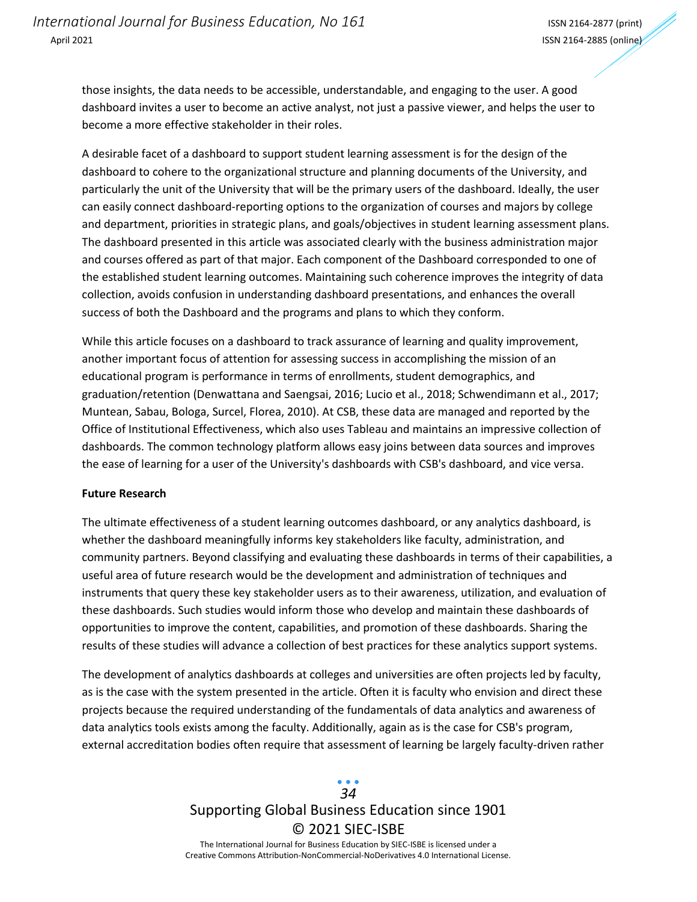those insights, the data needs to be accessible, understandable, and engaging to the user. A good dashboard invites a user to become an active analyst, not just a passive viewer, and helps the user to become a more effective stakeholder in their roles.

A desirable facet of a dashboard to support student learning assessment is for the design of the dashboard to cohere to the organizational structure and planning documents of the University, and particularly the unit of the University that will be the primary users of the dashboard. Ideally, the user can easily connect dashboard-reporting options to the organization of courses and majors by college and department, priorities in strategic plans, and goals/objectives in student learning assessment plans. The dashboard presented in this article was associated clearly with the business administration major and courses offered as part of that major. Each component of the Dashboard corresponded to one of the established student learning outcomes. Maintaining such coherence improves the integrity of data collection, avoids confusion in understanding dashboard presentations, and enhances the overall success of both the Dashboard and the programs and plans to which they conform.

While this article focuses on a dashboard to track assurance of learning and quality improvement, another important focus of attention for assessing success in accomplishing the mission of an educational program is performance in terms of enrollments, student demographics, and graduation/retention (Denwattana and Saengsai, 2016; Lucio et al., 2018; Schwendimann et al., 2017; Muntean, Sabau, Bologa, Surcel, Florea, 2010). At CSB, these data are managed and reported by the Office of Institutional Effectiveness, which also uses Tableau and maintains an impressive collection of dashboards. The common technology platform allows easy joins between data sources and improves the ease of learning for a user of the University's dashboards with CSB's dashboard, and vice versa.

**Future Research**

The ultimate effectiveness of a student learning outcomes dashboard, or any analytics dashboard, is whether the dashboard meaningfully informs key stakeholders like faculty, administration, and community partners. Beyond classifying and evaluating these dashboards in terms of their capabilities, a useful area of future research would be the development and administration of techniques and instruments that query these key stakeholder users as to their awareness, utilization, and evaluation of these dashboards. Such studies would inform those who develop and maintain these dashboards of opportunities to improve the content, capabilities, and promotion of these dashboards. Sharing the results of these studies will advance a collection of best practices for these analytics support systems.

The development of analytics dashboards at colleges and universities are often projects led by faculty, as is the case with the system presented in the article. Often it is faculty who envision and direct these projects because the required understanding of the fundamentals of data analytics and awareness of data analytics tools exists among the faculty. Additionally, again as is the case for CSB's program, external accreditation bodies often require that assessment of learning be largely faculty-driven rather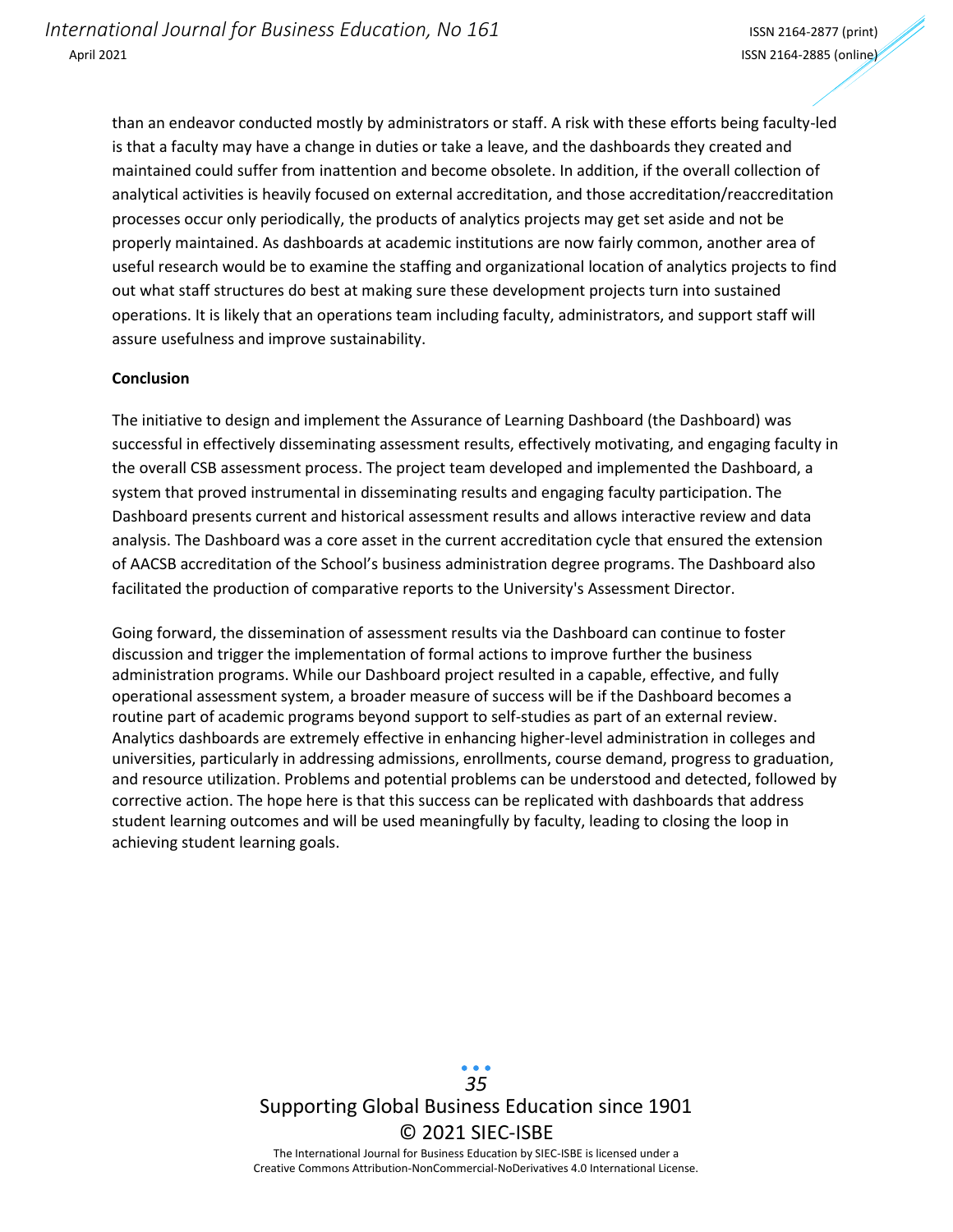than an endeavor conducted mostly by administrators or staff. A risk with these efforts being faculty-led is that a faculty may have a change in duties or take a leave, and the dashboards they created and maintained could suffer from inattention and become obsolete. In addition, if the overall collection of analytical activities is heavily focused on external accreditation, and those accreditation/reaccreditation processes occur only periodically, the products of analytics projects may get set aside and not be properly maintained. As dashboards at academic institutions are now fairly common, another area of useful research would be to examine the staffing and organizational location of analytics projects to find out what staff structures do best at making sure these development projects turn into sustained operations. It is likely that an operations team including faculty, administrators, and support staff will assure usefulness and improve sustainability.

**Conclusion**

The initiative to design and implement the Assurance of Learning Dashboard (the Dashboard) was successful in effectively disseminating assessment results, effectively motivating, and engaging faculty in the overall CSB assessment process. The project team developed and implemented the Dashboard, a system that proved instrumental in disseminating results and engaging faculty participation. The Dashboard presents current and historical assessment results and allows interactive review and data analysis. The Dashboard was a core asset in the current accreditation cycle that ensured the extension of AACSB accreditation of the School's business administration degree programs. The Dashboard also facilitated the production of comparative reports to the University's Assessment Director.

Going forward, the dissemination of assessment results via the Dashboard can continue to foster discussion and trigger the implementation of formal actions to improve further the business administration programs. While our Dashboard project resulted in a capable, effective, and fully operational assessment system, a broader measure of success will be if the Dashboard becomes a routine part of academic programs beyond support to self-studies as part of an external review. Analytics dashboards are extremely effective in enhancing higher-level administration in colleges and universities, particularly in addressing admissions, enrollments, course demand, progress to graduation, and resource utilization. Problems and potential problems can be understood and detected, followed by corrective action. The hope here is that this success can be replicated with dashboards that address student learning outcomes and will be used meaningfully by faculty, leading to closing the loop in achieving student learning goals.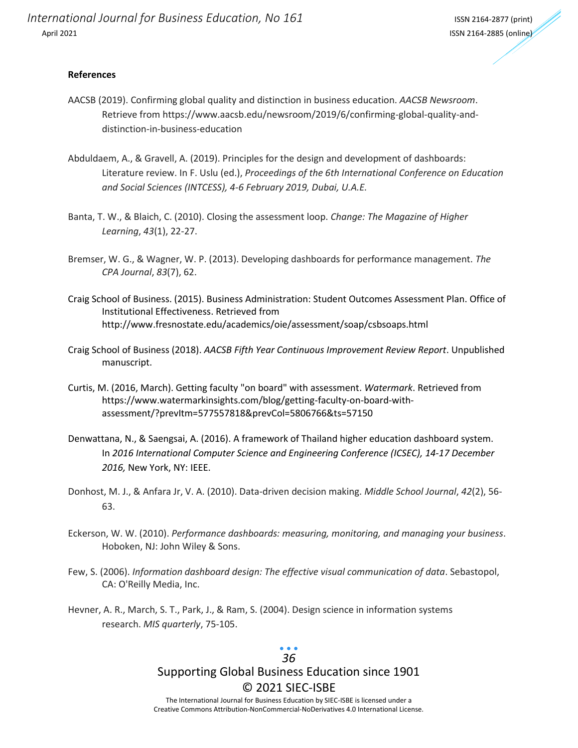**References**

AACSB (2019). Confirming global quality and distinction in business education. *AACSB Newsroom*. Retrieve from https://www.aacsb.edu/newsroom/2019/6/confirming-global-quality-and-distinction-in-business-education

Abduldaem, A., & Gravell, A. (2019). Principles for the design and development of dashboards: Literature review. In F. Uslu (ed.), *Proceedings of the 6th International Conference on Education and Social Sciences (INTCESS), 4-6 February 2019, Dubai, U.A.E.*

Banta, T. W., & Blaich, C. (2010). Closing the assessment loop. *Change: The Magazine of Higher Learning*, *43*(1), 22-27.

Bremser, W. G., & Wagner, W. P. (2013). Developing dashboards for performance management. *The CPA Journal*, *83*(7), 62.

Craig School of Business. (2015). Business Administration: Student Outcomes Assessment Plan. Office of Institutional Effectiveness. Retrieved from http://www.fresnostate.edu/academics/oie/assessment/soap/csbsoaps.html

Craig School of Business (2018). *AACSB Fifth Year Continuous Improvement Review Report*. Unpublished manuscript.

Curtis, M. (2016, March). Getting faculty "on board" with assessment. *Watermark*. Retrieved from https://www.watermarkinsights.com/blog/getting-faculty-on-board-with-assessment/?prevItm=577557818&prevCol=5806766&ts=57150

Denwattana, N., & Saengsai, A. (2016). A framework of Thailand higher education dashboard system. In *2016 International Computer Science and Engineering Conference (ICSEC), 14-17 December 2016,* New York, NY: IEEE.

Donhost, M. J., & Anfara Jr, V. A. (2010). Data-driven decision making. *Middle School Journal*, *42*(2), 56-63.

Eckerson, W. W. (2010). *Performance dashboards: measuring, monitoring, and managing your business*. Hoboken, NJ: John Wiley & Sons.

Few, S. (2006). *Information dashboard design: The effective visual communication of data*. Sebastopol, CA: O'Reilly Media, Inc.

Hevner, A. R., March, S. T., Park, J., & Ram, S. (2004). Design science in information systems research. *MIS quarterly*, 75-105.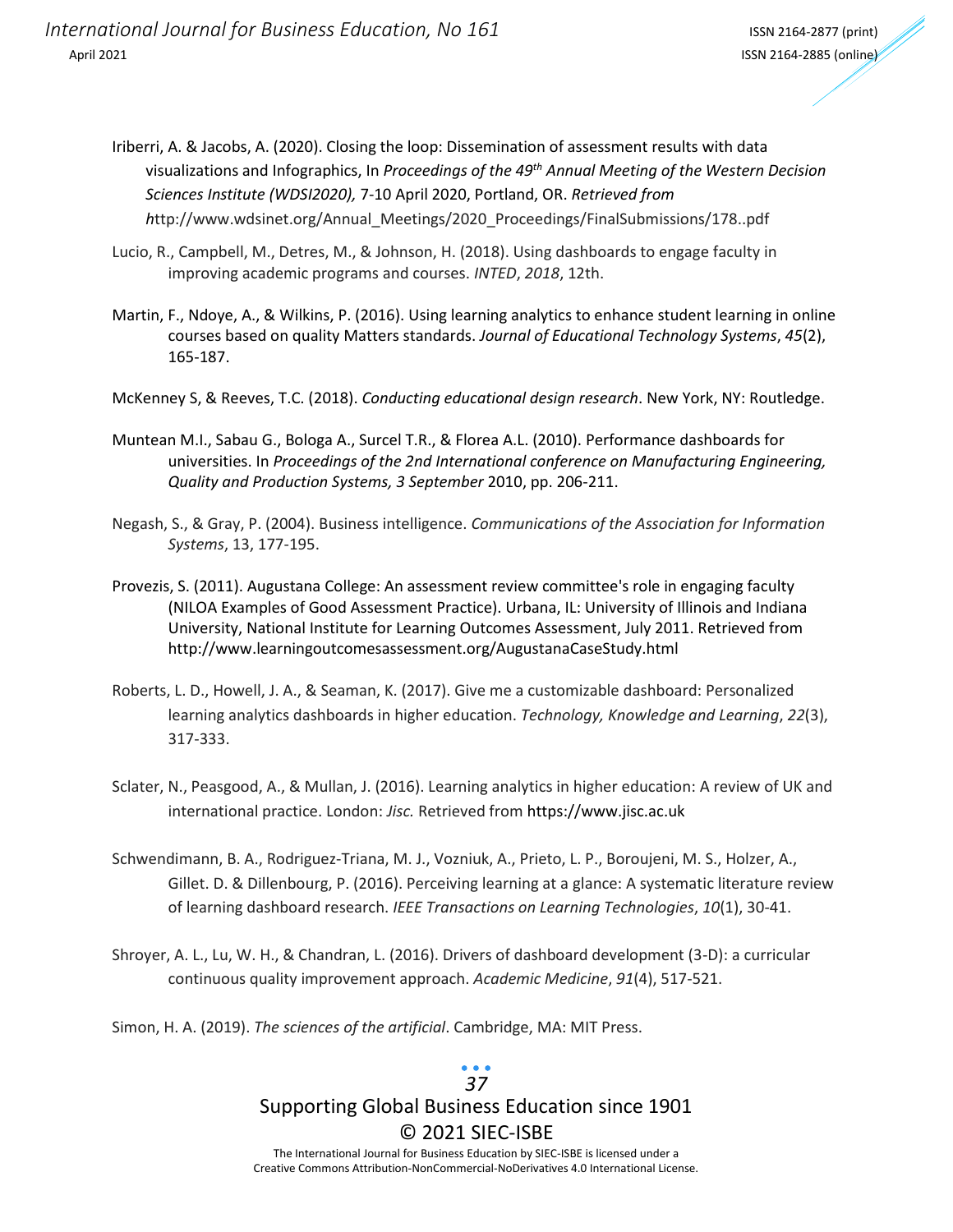Iriberri, A. & Jacobs, A. (2020). Closing the loop: Dissemination of assessment results with data visualizations and Infographics, In *Proceedings of the 49th Annual Meeting of the Western Decision Sciences Institute (WDSI2020),* 7-10 April 2020, Portland, OR. *Retrieved from h*ttp://www.wdsinet.org/Annual_Meetings/2020_Proceedings/FinalSubmissions/178..pdf

Lucio, R., Campbell, M., Detres, M., & Johnson, H. (2018). Using dashboards to engage faculty in improving academic programs and courses. *INTED*, *2018*, 12th.

Martin, F., Ndoye, A., & Wilkins, P. (2016). Using learning analytics to enhance student learning in online courses based on quality Matters standards. *Journal of Educational Technology Systems*, *45*(2), 165-187.

McKenney S, & Reeves, T.C. (2018). *Conducting educational design research*. New York, NY: Routledge.

Muntean M.I., Sabau G., Bologa A., Surcel T.R., & Florea A.L. (2010). Performance dashboards for universities. In *Proceedings of the 2nd International conference on Manufacturing Engineering, Quality and Production Systems, 3 September* 2010, pp. 206-211.

Negash, S., & Gray, P. (2004). Business intelligence. *Communications of the Association for Information Systems*, 13, 177-195.

Provezis, S. (2011). Augustana College: An assessment review committee's role in engaging faculty (NILOA Examples of Good Assessment Practice). Urbana, IL: University of Illinois and Indiana University, National Institute for Learning Outcomes Assessment, July 2011. Retrieved from http://www.learningoutcomesassessment.org/AugustanaCaseStudy.html

Roberts, L. D., Howell, J. A., & Seaman, K. (2017). Give me a customizable dashboard: Personalized learning analytics dashboards in higher education. *Technology, Knowledge and Learning*, *22*(3), 317-333.

Sclater, N., Peasgood, A., & Mullan, J. (2016). Learning analytics in higher education: A review of UK and international practice. London: *Jisc.* Retrieved from https://www.jisc.ac.uk

Schwendimann, B. A., Rodriguez-Triana, M. J., Vozniuk, A., Prieto, L. P., Boroujeni, M. S., Holzer, A., Gillet. D. & Dillenbourg, P. (2016). Perceiving learning at a glance: A systematic literature review of learning dashboard research. *IEEE Transactions on Learning Technologies*, *10*(1), 30-41.

Shroyer, A. L., Lu, W. H., & Chandran, L. (2016). Drivers of dashboard development (3-D): a curricular continuous quality improvement approach. *Academic Medicine*, *91*(4), 517-521.

Simon, H. A. (2019). *The sciences of the artificial*. Cambridge, MA: MIT Press.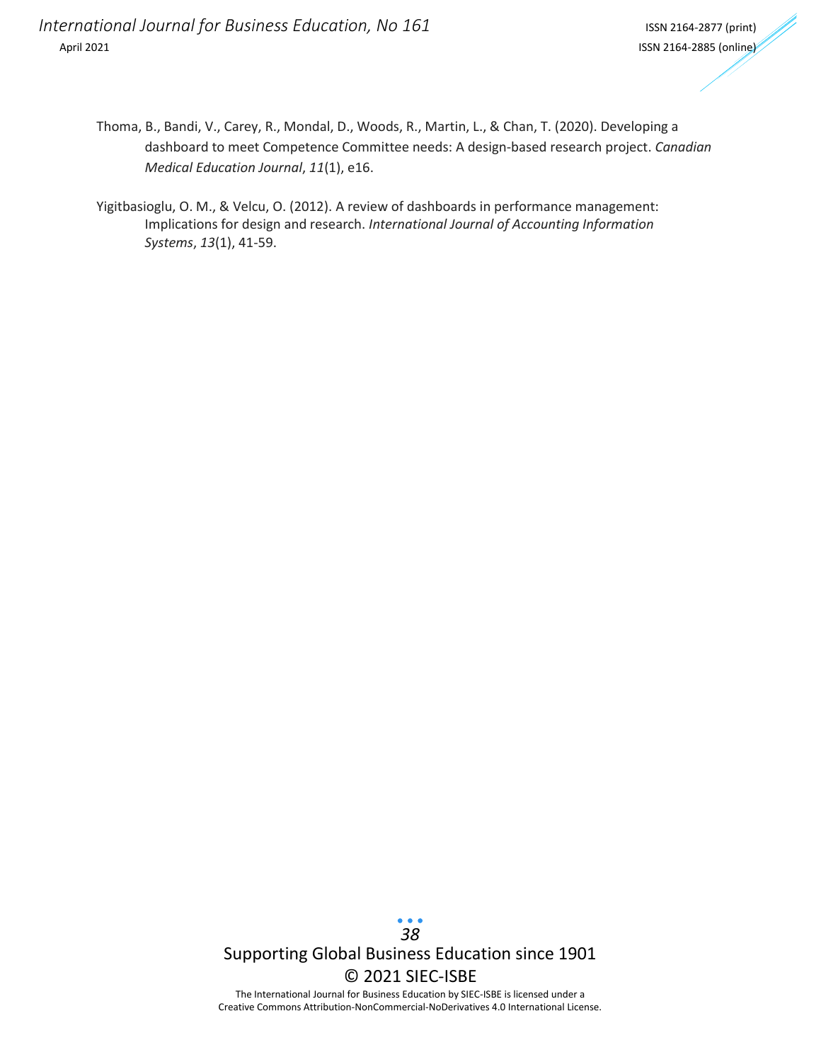Thoma, B., Bandi, V., Carey, R., Mondal, D., Woods, R., Martin, L., & Chan, T. (2020). Developing a dashboard to meet Competence Committee needs: A design-based research project. *Canadian Medical Education Journal*, *11*(1), e16.

Yigitbasioglu, O. M., & Velcu, O. (2012). A review of dashboards in performance management: Implications for design and research. *International Journal of Accounting Information Systems*, *13*(1), 41-59.